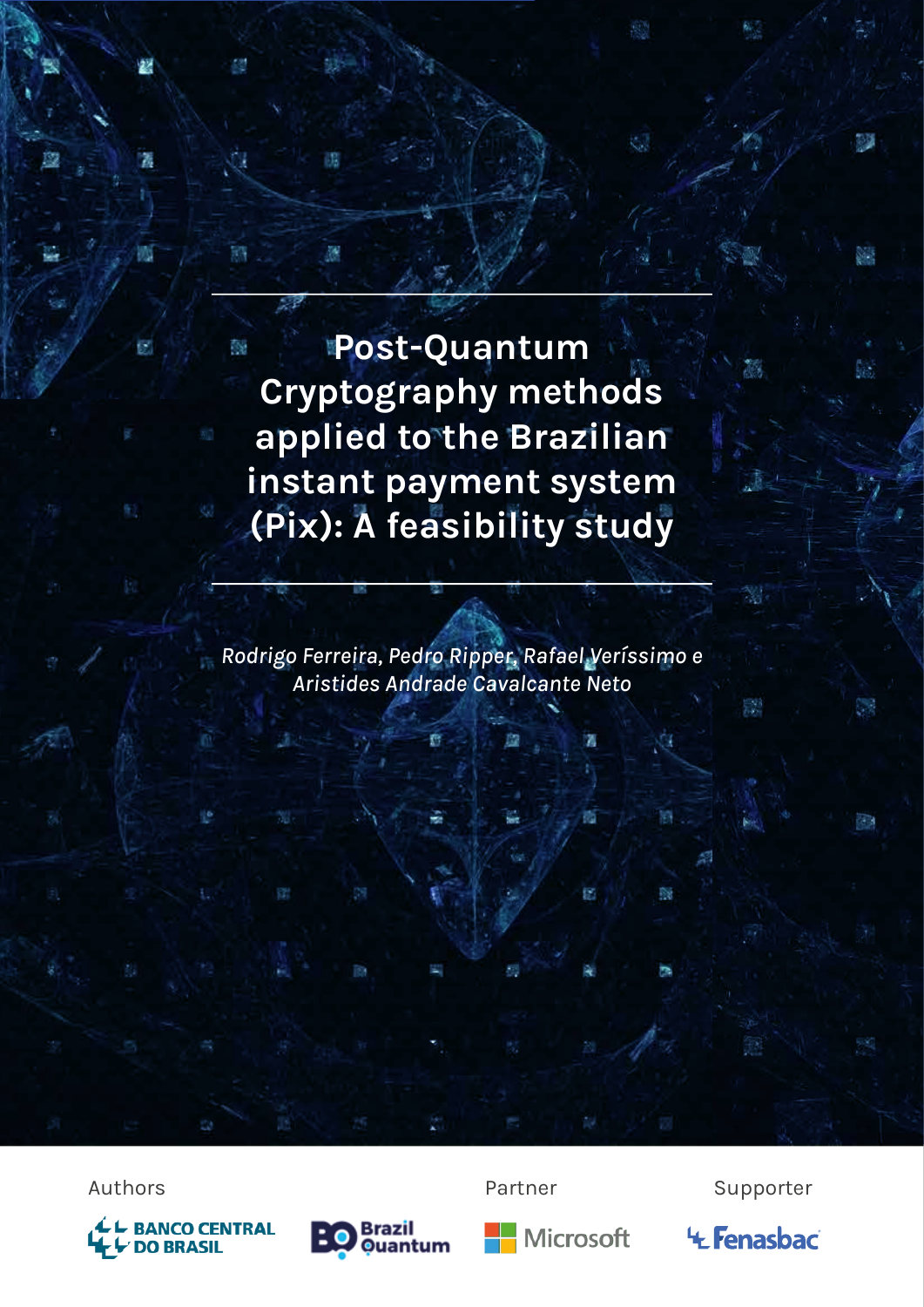# Post-Quantum Cryptography methods applied to the Brazilian instant payment system (Pix): A feasibility study

*Rodrigo Ferreira, Pedro Ripper, Rafael Veríssimo e Aristides Andrade Cavalcante Neto*

Authors

BANCO CENTRAL DO BRASIL

Brazil Quantum

Partner

Microsoft

Supporter

Fenasbac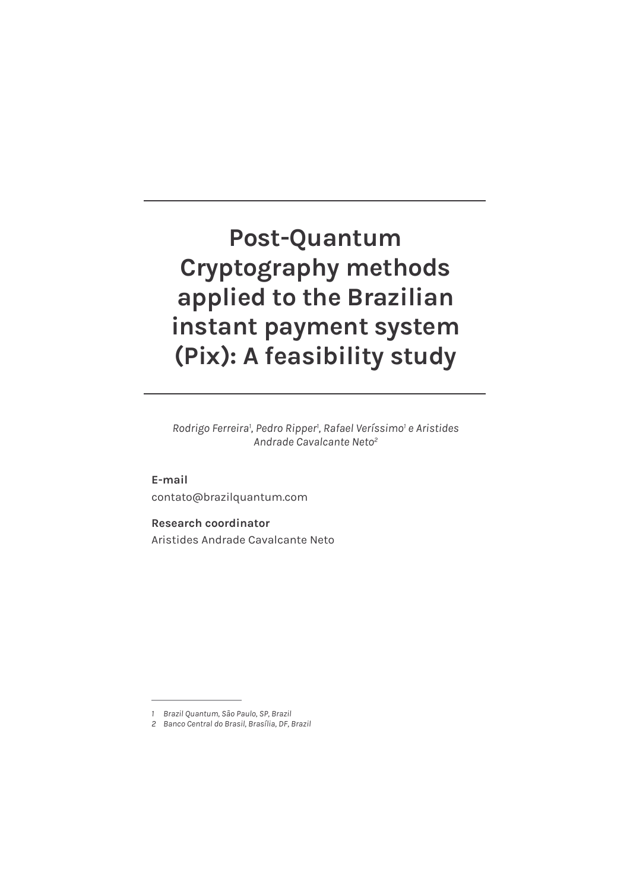# Post-Quantum Cryptography methods applied to the Brazilian instant payment system (Pix): A feasibility study

*Rodrigo Ferreira[1], Pedro Ripper[1], Rafael Veríssimo[1] e Aristides Andrade Cavalcante Neto[2]*

**E-mail**

contato@brazilquantum.com

**Research coordinator**

Aristides Andrade Cavalcante Neto

---

*1 Brazil Quantum, São Paulo, SP, Brazil*

*2 Banco Central do Brasil, Brasília, DF, Brazil*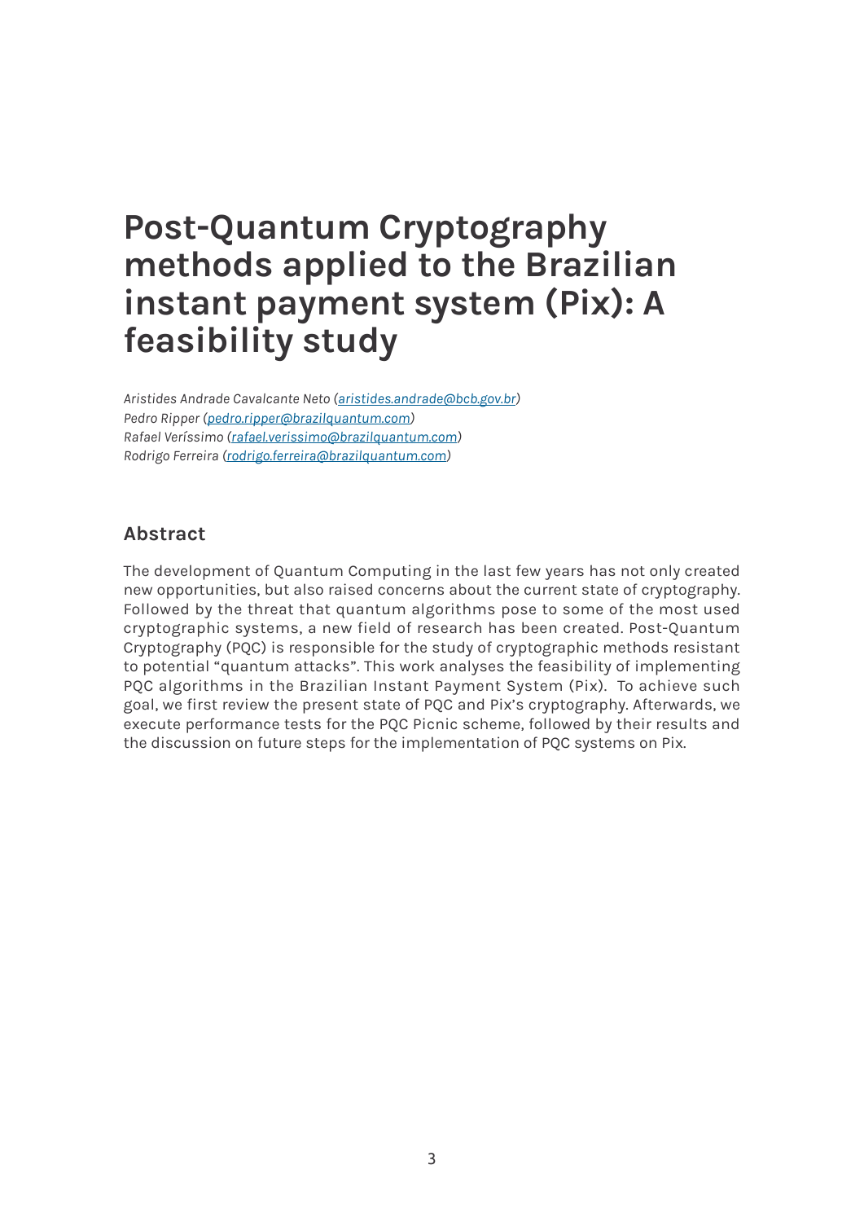# Post-Quantum Cryptography methods applied to the Brazilian instant payment system (Pix): A feasibility study

*Aristides Andrade Cavalcante Neto (aristides.andrade@bcb.gov.br)*
*Pedro Ripper (pedro.ripper@brazilquantum.com)*
*Rafael Veríssimo (rafael.verissimo@brazilquantum.com)*
*Rodrigo Ferreira (rodrigo.ferreira@brazilquantum.com)*

## Abstract

The development of Quantum Computing in the last few years has not only created new opportunities, but also raised concerns about the current state of cryptography. Followed by the threat that quantum algorithms pose to some of the most used cryptographic systems, a new field of research has been created. Post-Quantum Cryptography (PQC) is responsible for the study of cryptographic methods resistant to potential "quantum attacks". This work analyses the feasibility of implementing PQC algorithms in the Brazilian Instant Payment System (Pix). To achieve such goal, we first review the present state of PQC and Pix's cryptography. Afterwards, we execute performance tests for the PQC Picnic scheme, followed by their results and the discussion on future steps for the implementation of PQC systems on Pix.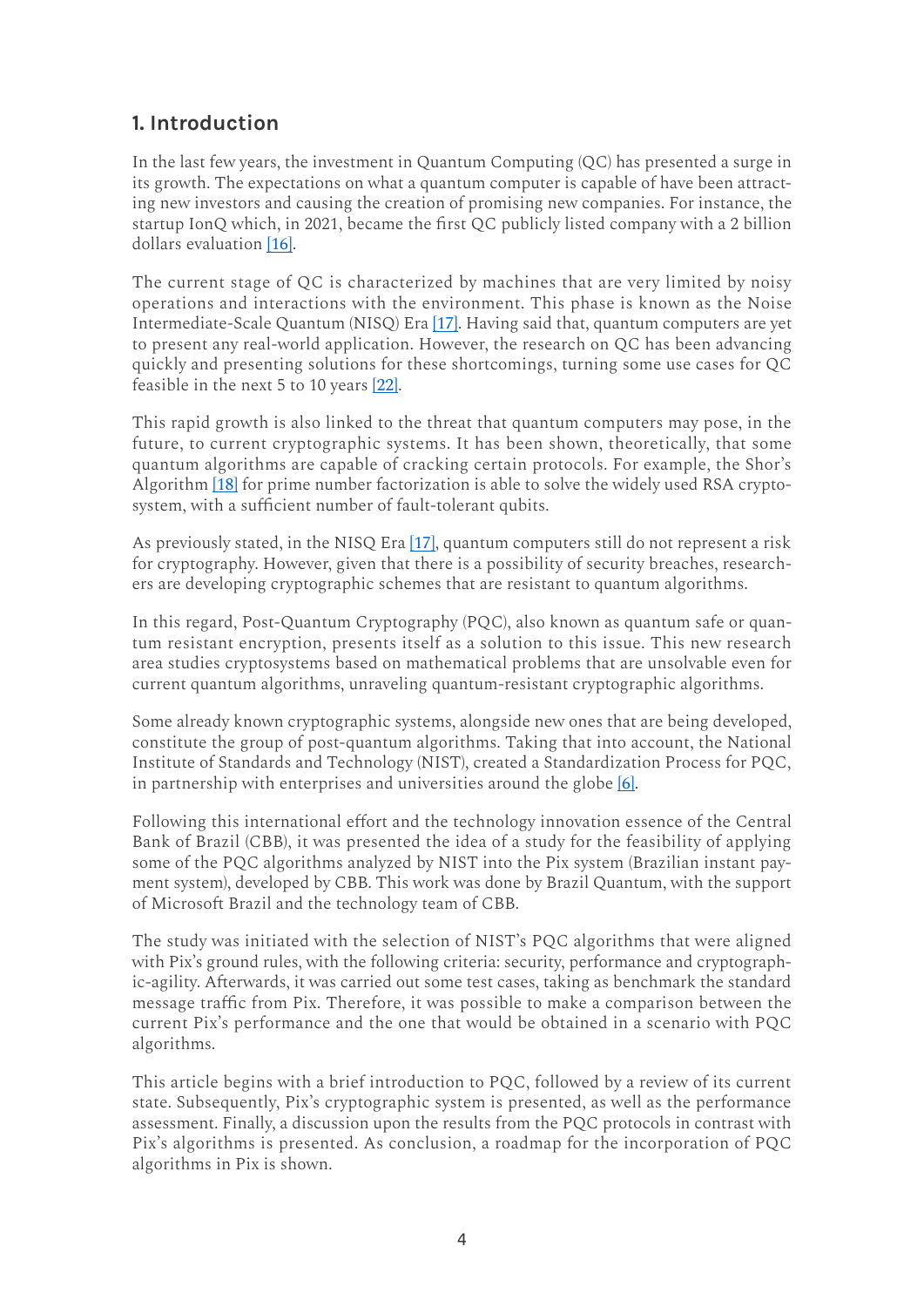## 1. Introduction

In the last few years, the investment in Quantum Computing (QC) has presented a surge in its growth. The expectations on what a quantum computer is capable of have been attracting new investors and causing the creation of promising new companies. For instance, the startup IonQ which, in 2021, became the first QC publicly listed company with a 2 billion dollars evaluation [16].

The current stage of QC is characterized by machines that are very limited by noisy operations and interactions with the environment. This phase is known as the Noise Intermediate-Scale Quantum (NISQ) Era [17]. Having said that, quantum computers are yet to present any real-world application. However, the research on QC has been advancing quickly and presenting solutions for these shortcomings, turning some use cases for QC feasible in the next 5 to 10 years [22].

This rapid growth is also linked to the threat that quantum computers may pose, in the future, to current cryptographic systems. It has been shown, theoretically, that some quantum algorithms are capable of cracking certain protocols. For example, the Shor's Algorithm [18] for prime number factorization is able to solve the widely used RSA cryptosystem, with a sufficient number of fault-tolerant qubits.

As previously stated, in the NISQ Era [17], quantum computers still do not represent a risk for cryptography. However, given that there is a possibility of security breaches, researchers are developing cryptographic schemes that are resistant to quantum algorithms.

In this regard, Post-Quantum Cryptography (PQC), also known as quantum safe or quantum resistant encryption, presents itself as a solution to this issue. This new research area studies cryptosystems based on mathematical problems that are unsolvable even for current quantum algorithms, unraveling quantum-resistant cryptographic algorithms.

Some already known cryptographic systems, alongside new ones that are being developed, constitute the group of post-quantum algorithms. Taking that into account, the National Institute of Standards and Technology (NIST), created a Standardization Process for PQC, in partnership with enterprises and universities around the globe [6].

Following this international effort and the technology innovation essence of the Central Bank of Brazil (CBB), it was presented the idea of a study for the feasibility of applying some of the PQC algorithms analyzed by NIST into the Pix system (Brazilian instant payment system), developed by CBB. This work was done by Brazil Quantum, with the support of Microsoft Brazil and the technology team of CBB.

The study was initiated with the selection of NIST's PQC algorithms that were aligned with Pix's ground rules, with the following criteria: security, performance and cryptographic-agility. Afterwards, it was carried out some test cases, taking as benchmark the standard message traffic from Pix. Therefore, it was possible to make a comparison between the current Pix's performance and the one that would be obtained in a scenario with PQC algorithms.

This article begins with a brief introduction to PQC, followed by a review of its current state. Subsequently, Pix's cryptographic system is presented, as well as the performance assessment. Finally, a discussion upon the results from the PQC protocols in contrast with Pix's algorithms is presented. As conclusion, a roadmap for the incorporation of PQC algorithms in Pix is shown.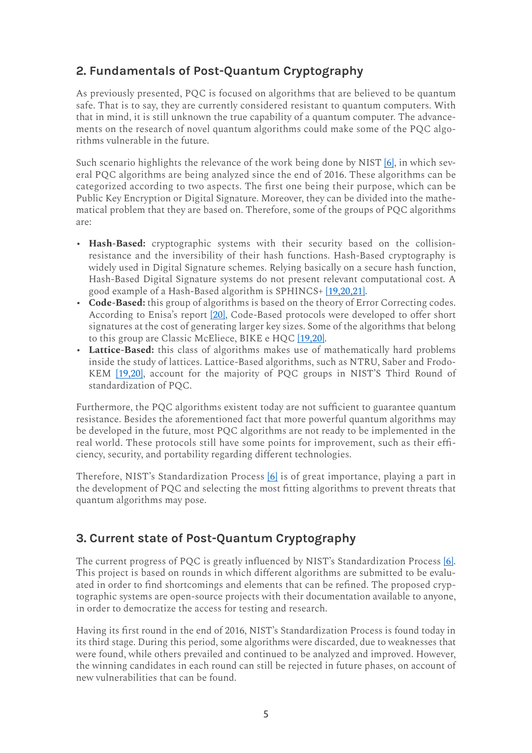## 2. Fundamentals of Post-Quantum Cryptography

As previously presented, PQC is focused on algorithms that are believed to be quantum safe. That is to say, they are currently considered resistant to quantum computers. With that in mind, it is still unknown the true capability of a quantum computer. The advancements on the research of novel quantum algorithms could make some of the PQC algorithms vulnerable in the future.

Such scenario highlights the relevance of the work being done by NIST [6], in which several PQC algorithms are being analyzed since the end of 2016. These algorithms can be categorized according to two aspects. The first one being their purpose, which can be Public Key Encryption or Digital Signature. Moreover, they can be divided into the mathematical problem that they are based on. Therefore, some of the groups of PQC algorithms are:

- **Hash-Based:** cryptographic systems with their security based on the collision-resistance and the inversibility of their hash functions. Hash-Based cryptography is widely used in Digital Signature schemes. Relying basically on a secure hash function, Hash-Based Digital Signature systems do not present relevant computational cost. A good example of a Hash-Based algorithm is SPHINCS+ [19,20,21].
- **Code-Based:** this group of algorithms is based on the theory of Error Correcting codes. According to Enisa's report [20], Code-Based protocols were developed to offer short signatures at the cost of generating larger key sizes. Some of the algorithms that belong to this group are Classic McEliece, BIKE e HQC [19,20].
- **Lattice-Based:** this class of algorithms makes use of mathematically hard problems inside the study of lattices. Lattice-Based algorithms, such as NTRU, Saber and Frodo-KEM [19,20], account for the majority of PQC groups in NIST'S Third Round of standardization of PQC.

Furthermore, the PQC algorithms existent today are not sufficient to guarantee quantum resistance. Besides the aforementioned fact that more powerful quantum algorithms may be developed in the future, most PQC algorithms are not ready to be implemented in the real world. These protocols still have some points for improvement, such as their efficiency, security, and portability regarding different technologies.

Therefore, NIST's Standardization Process [6] is of great importance, playing a part in the development of PQC and selecting the most fitting algorithms to prevent threats that quantum algorithms may pose.

## 3. Current state of Post-Quantum Cryptography

The current progress of PQC is greatly influenced by NIST's Standardization Process [6]. This project is based on rounds in which different algorithms are submitted to be evaluated in order to find shortcomings and elements that can be refined. The proposed cryptographic systems are open-source projects with their documentation available to anyone, in order to democratize the access for testing and research.

Having its first round in the end of 2016, NIST's Standardization Process is found today in its third stage. During this period, some algorithms were discarded, due to weaknesses that were found, while others prevailed and continued to be analyzed and improved. However, the winning candidates in each round can still be rejected in future phases, on account of new vulnerabilities that can be found.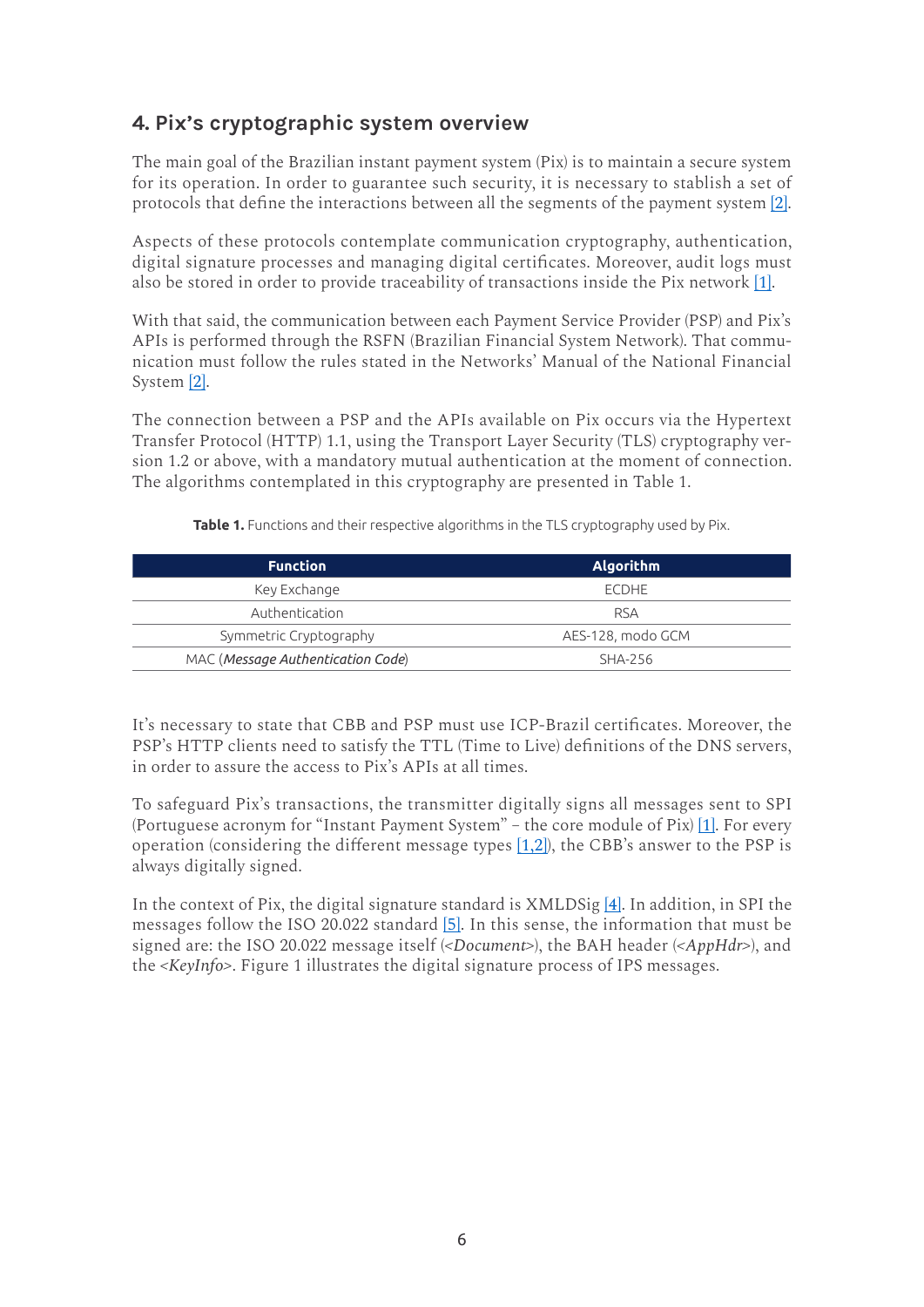## 4. Pix’s cryptographic system overview

The main goal of the Brazilian instant payment system (Pix) is to maintain a secure system for its operation. In order to guarantee such security, it is necessary to stablish a set of protocols that define the interactions between all the segments of the payment system [2].

Aspects of these protocols contemplate communication cryptography, authentication, digital signature processes and managing digital certificates. Moreover, audit logs must also be stored in order to provide traceability of transactions inside the Pix network [1].

With that said, the communication between each Payment Service Provider (PSP) and Pix’s APIs is performed through the RSFN (Brazilian Financial System Network). That communication must follow the rules stated in the Networks’ Manual of the National Financial System [2].

The connection between a PSP and the APIs available on Pix occurs via the Hypertext Transfer Protocol (HTTP) 1.1, using the Transport Layer Security (TLS) cryptography version 1.2 or above, with a mandatory mutual authentication at the moment of connection. The algorithms contemplated in this cryptography are presented in Table 1.

**Table 1.** Functions and their respective algorithms in the TLS cryptography used by Pix.

| Function | Algorithm |
|---|---|
| Key Exchange | ECDHE |
| Authentication | RSA |
| Symmetric Cryptography | AES-128, modo GCM |
| MAC (*Message Authentication Code*) | SHA-256 |

It’s necessary to state that CBB and PSP must use ICP-Brazil certificates. Moreover, the PSP’s HTTP clients need to satisfy the TTL (Time to Live) definitions of the DNS servers, in order to assure the access to Pix’s APIs at all times.

To safeguard Pix’s transactions, the transmitter digitally signs all messages sent to SPI (Portuguese acronym for “Instant Payment System” – the core module of Pix) [1]. For every operation (considering the different message types [1,2]), the CBB’s answer to the PSP is always digitally signed.

In the context of Pix, the digital signature standard is XMLDSig [4]. In addition, in SPI the messages follow the ISO 20.022 standard [5]. In this sense, the information that must be signed are: the ISO 20.022 message itself (<*Document*>), the BAH header (<*AppHdr*>), and the <*KeyInfo*>. Figure 1 illustrates the digital signature process of IPS messages.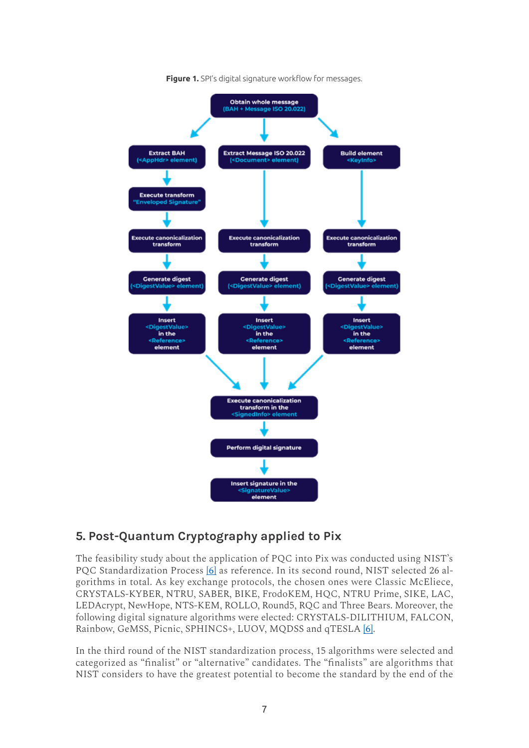**Figure 1.** SPI's digital signature workflow for messages.

Obtain whole message (BAH + Message ISO 20.022)

Extract BAH (<AppHdr> element) → Execute transform "Enveloped Signature" → Execute canonicalization transform → Generate digest (<DigestValue> element) → Insert <DigestValue> in the <Reference> element

Extract Message ISO 20.022 (<Document> element) → Execute canonicalization transform → Generate digest (<DigestValue> element) → Insert <DigestValue> in the <Reference> element

Build element <KeyInfo> → Execute canonicalization transform → Generate digest (<DigestValue> element) → Insert <DigestValue> in the <Reference> element

Execute canonicalization transform in the <SignedInfo> element → Perform digital signature → Insert signature in the <SignatureValue> element

## 5. Post-Quantum Cryptography applied to Pix

The feasibility study about the application of PQC into Pix was conducted using NIST's PQC Standardization Process [6] as reference. In its second round, NIST selected 26 algorithms in total. As key exchange protocols, the chosen ones were Classic McEliece, CRYSTALS-KYBER, NTRU, SABER, BIKE, FrodoKEM, HQC, NTRU Prime, SIKE, LAC, LEDAcrypt, NewHope, NTS-KEM, ROLLO, Round5, RQC and Three Bears. Moreover, the following digital signature algorithms were elected: CRYSTALS-DILITHIUM, FALCON, Rainbow, GeMSS, Picnic, SPHINCS+, LUOV, MQDSS and qTESLA [6].

In the third round of the NIST standardization process, 15 algorithms were selected and categorized as "finalist" or "alternative" candidates. The "finalists" are algorithms that NIST considers to have the greatest potential to become the standard by the end of the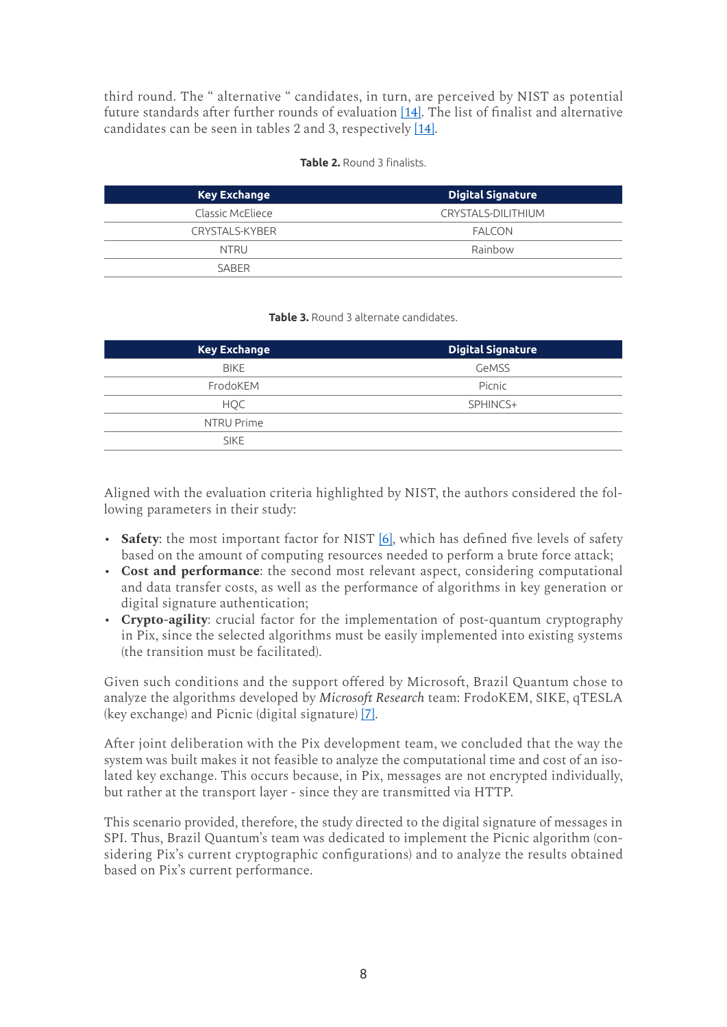third round. The " alternative " candidates, in turn, are perceived by NIST as potential future standards after further rounds of evaluation [14]. The list of finalist and alternative candidates can be seen in tables 2 and 3, respectively [14].

**Table 2.** Round 3 finalists.

| Key Exchange | Digital Signature |
|---|---|
| Classic McEliece | CRYSTALS-DILITHIUM |
| CRYSTALS-KYBER | FALCON |
| NTRU | Rainbow |
| SABER | |

**Table 3.** Round 3 alternate candidates.

| Key Exchange | Digital Signature |
|---|---|
| BIKE | GeMSS |
| FrodoKEM | Picnic |
| HQC | SPHINCS+ |
| NTRU Prime | |
| SIKE | |

Aligned with the evaluation criteria highlighted by NIST, the authors considered the following parameters in their study:

- **Safety**: the most important factor for NIST [6], which has defined five levels of safety based on the amount of computing resources needed to perform a brute force attack;
- **Cost and performance**: the second most relevant aspect, considering computational and data transfer costs, as well as the performance of algorithms in key generation or digital signature authentication;
- **Crypto-agility**: crucial factor for the implementation of post-quantum cryptography in Pix, since the selected algorithms must be easily implemented into existing systems (the transition must be facilitated).

Given such conditions and the support offered by Microsoft, Brazil Quantum chose to analyze the algorithms developed by *Microsoft Research* team: FrodoKEM, SIKE, qTESLA (key exchange) and Picnic (digital signature) [7].

After joint deliberation with the Pix development team, we concluded that the way the system was built makes it not feasible to analyze the computational time and cost of an isolated key exchange. This occurs because, in Pix, messages are not encrypted individually, but rather at the transport layer - since they are transmitted via HTTP.

This scenario provided, therefore, the study directed to the digital signature of messages in SPI. Thus, Brazil Quantum's team was dedicated to implement the Picnic algorithm (considering Pix's current cryptographic configurations) and to analyze the results obtained based on Pix's current performance.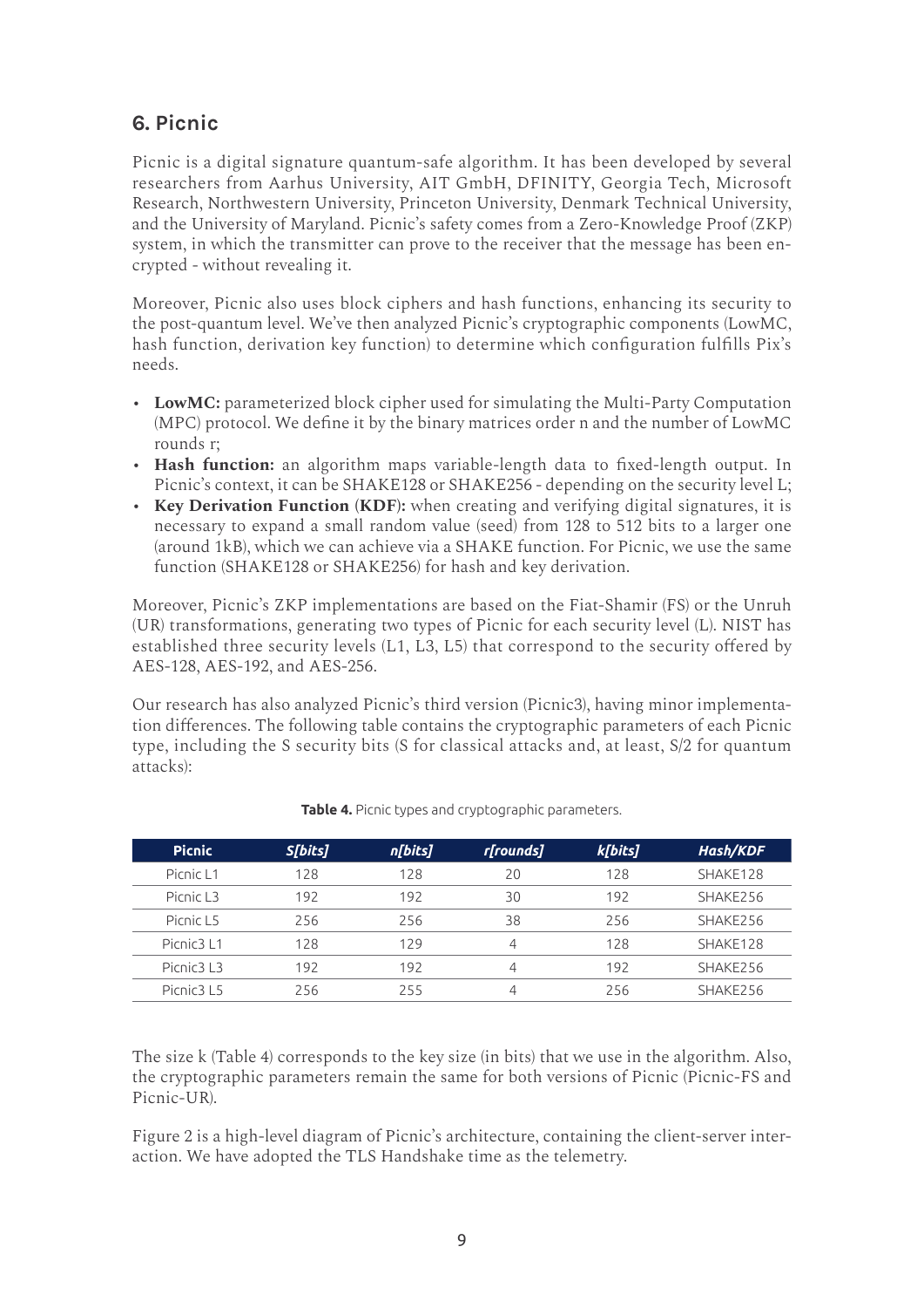## 6. Picnic

Picnic is a digital signature quantum-safe algorithm. It has been developed by several researchers from Aarhus University, AIT GmbH, DFINITY, Georgia Tech, Microsoft Research, Northwestern University, Princeton University, Denmark Technical University, and the University of Maryland. Picnic's safety comes from a Zero-Knowledge Proof (ZKP) system, in which the transmitter can prove to the receiver that the message has been encrypted - without revealing it.

Moreover, Picnic also uses block ciphers and hash functions, enhancing its security to the post-quantum level. We've then analyzed Picnic's cryptographic components (LowMC, hash function, derivation key function) to determine which configuration fulfills Pix's needs.

- **LowMC:** parameterized block cipher used for simulating the Multi-Party Computation (MPC) protocol. We define it by the binary matrices order n and the number of LowMC rounds r;
- **Hash function:** an algorithm maps variable-length data to fixed-length output. In Picnic's context, it can be SHAKE128 or SHAKE256 - depending on the security level L;
- **Key Derivation Function (KDF):** when creating and verifying digital signatures, it is necessary to expand a small random value (seed) from 128 to 512 bits to a larger one (around 1kB), which we can achieve via a SHAKE function. For Picnic, we use the same function (SHAKE128 or SHAKE256) for hash and key derivation.

Moreover, Picnic's ZKP implementations are based on the Fiat-Shamir (FS) or the Unruh (UR) transformations, generating two types of Picnic for each security level (L). NIST has established three security levels (L1, L3, L5) that correspond to the security offered by AES-128, AES-192, and AES-256.

Our research has also analyzed Picnic's third version (Picnic3), having minor implementation differences. The following table contains the cryptographic parameters of each Picnic type, including the S security bits (S for classical attacks and, at least, S/2 for quantum attacks):

**Table 4.** Picnic types and cryptographic parameters.

| Picnic | *S[bits]* | *n[bits]* | *r[rounds]* | *k[bits]* | *Hash/KDF* |
|---|---|---|---|---|---|
| Picnic L1 | 128 | 128 | 20 | 128 | SHAKE128 |
| Picnic L3 | 192 | 192 | 30 | 192 | SHAKE256 |
| Picnic L5 | 256 | 256 | 38 | 256 | SHAKE256 |
| Picnic3 L1 | 128 | 129 | 4 | 128 | SHAKE128 |
| Picnic3 L3 | 192 | 192 | 4 | 192 | SHAKE256 |
| Picnic3 L5 | 256 | 255 | 4 | 256 | SHAKE256 |

The size k (Table 4) corresponds to the key size (in bits) that we use in the algorithm. Also, the cryptographic parameters remain the same for both versions of Picnic (Picnic-FS and Picnic-UR).

Figure 2 is a high-level diagram of Picnic's architecture, containing the client-server interaction. We have adopted the TLS Handshake time as the telemetry.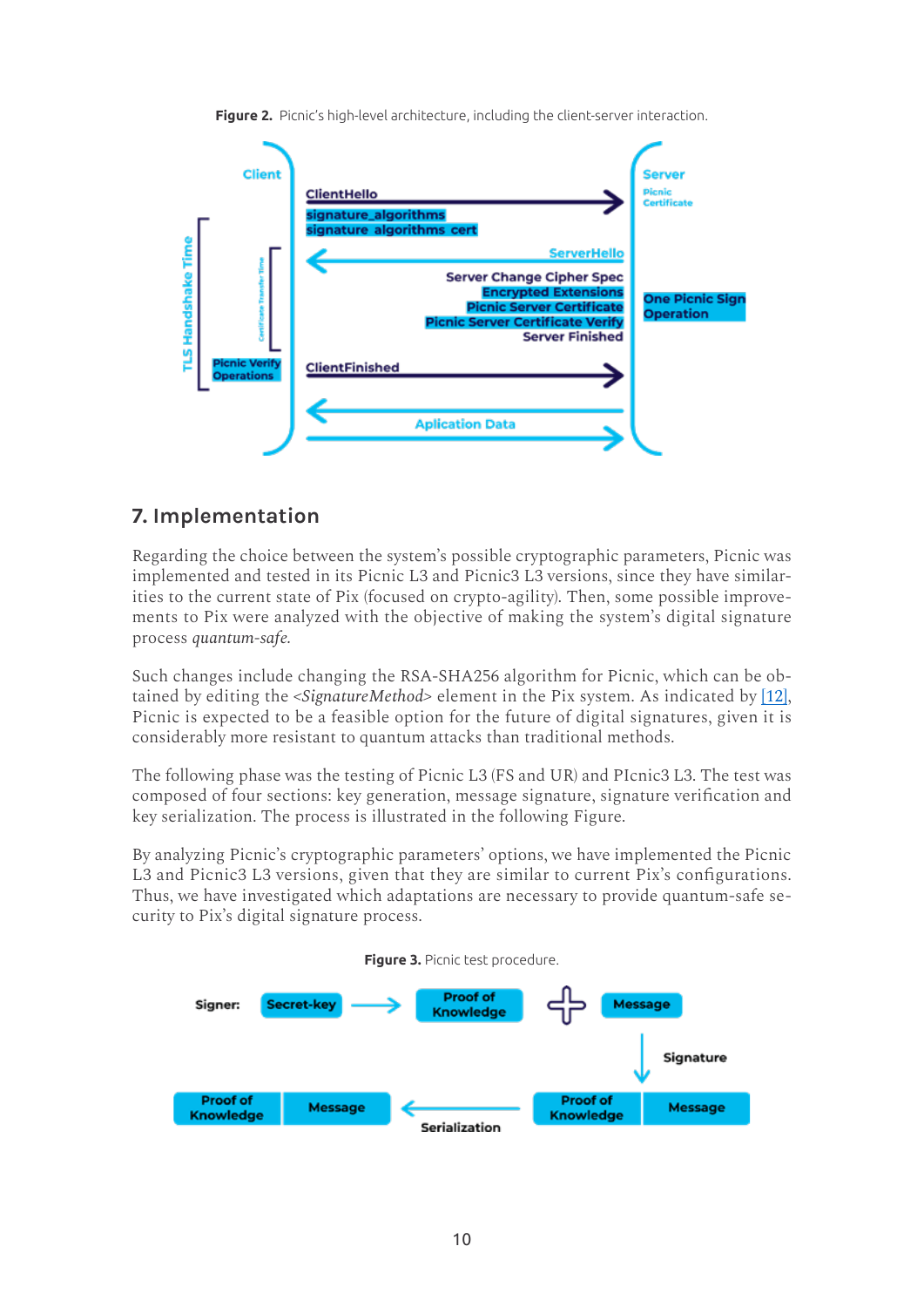**Figure 2.** Picnic's high-level architecture, including the client-server interaction.

## 7. Implementation

Regarding the choice between the system's possible cryptographic parameters, Picnic was implemented and tested in its Picnic L3 and Picnic3 L3 versions, since they have similarities to the current state of Pix (focused on crypto-agility). Then, some possible improvements to Pix were analyzed with the objective of making the system's digital signature process *quantum-safe*.

Such changes include changing the RSA-SHA256 algorithm for Picnic, which can be obtained by editing the <*SignatureMethod*> element in the Pix system. As indicated by [12], Picnic is expected to be a feasible option for the future of digital signatures, given it is considerably more resistant to quantum attacks than traditional methods.

The following phase was the testing of Picnic L3 (FS and UR) and PIcnic3 L3. The test was composed of four sections: key generation, message signature, signature verification and key serialization. The process is illustrated in the following Figure.

By analyzing Picnic's cryptographic parameters' options, we have implemented the Picnic L3 and Picnic3 L3 versions, given that they are similar to current Pix's configurations. Thus, we have investigated which adaptations are necessary to provide quantum-safe security to Pix's digital signature process.

**Figure 3.** Picnic test procedure.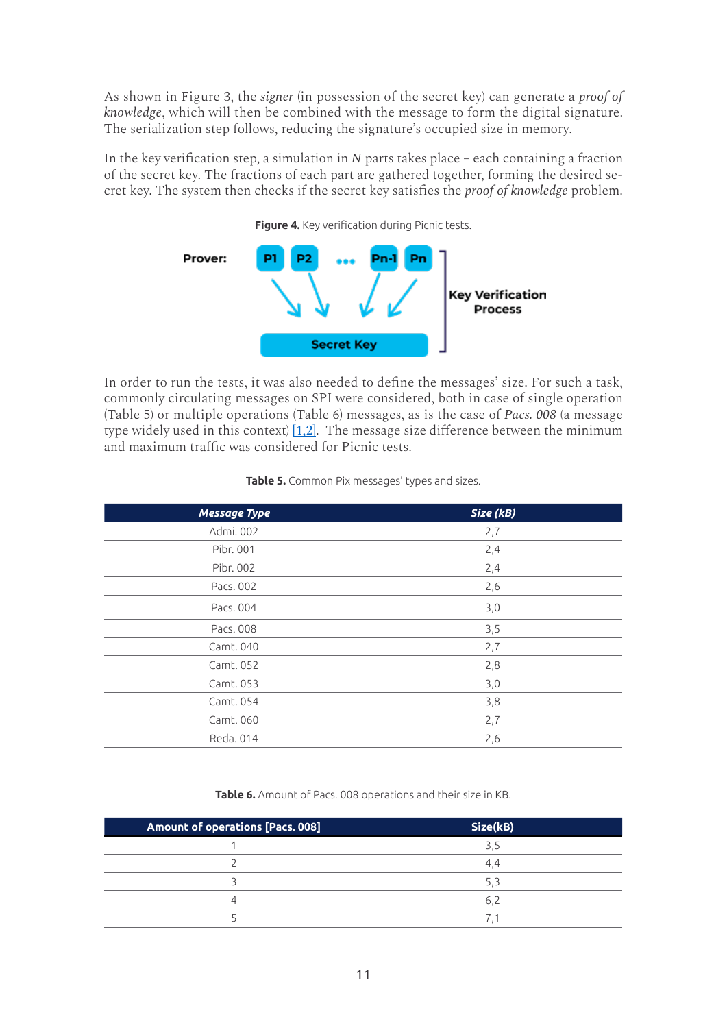As shown in Figure 3, the *signer* (in possession of the secret key) can generate a *proof of knowledge*, which will then be combined with the message to form the digital signature. The serialization step follows, reducing the signature's occupied size in memory.

In the key verification step, a simulation in *N* parts takes place – each containing a fraction of the secret key. The fractions of each part are gathered together, forming the desired secret key. The system then checks if the secret key satisfies the *proof of knowledge* problem.

**Figure 4.** Key verification during Picnic tests.

Prover: P1, P2, ..., Pn-1, Pn → Secret Key — Key Verification Process

In order to run the tests, it was also needed to define the messages' size. For such a task, commonly circulating messages on SPI were considered, both in case of single operation (Table 5) or multiple operations (Table 6) messages, as is the case of *Pacs. 008* (a message type widely used in this context) [1,2]. The message size difference between the minimum and maximum traffic was considered for Picnic tests.

**Table 5.** Common Pix messages' types and sizes.

| ***Message Type*** | ***Size (kB)*** |
|---|---|
| Admi. 002 | 2,7 |
| Pibr. 001 | 2,4 |
| Pibr. 002 | 2,4 |
| Pacs. 002 | 2,6 |
| Pacs. 004 | 3,0 |
| Pacs. 008 | 3,5 |
| Camt. 040 | 2,7 |
| Camt. 052 | 2,8 |
| Camt. 053 | 3,0 |
| Camt. 054 | 3,8 |
| Camt. 060 | 2,7 |
| Reda. 014 | 2,6 |

**Table 6.** Amount of Pacs. 008 operations and their size in KB.

| **Amount of operations [Pacs. 008]** | **Size(kB)** |
|---|---|
| 1 | 3,5 |
| 2 | 4,4 |
| 3 | 5,3 |
| 4 | 6,2 |
| 5 | 7,1 |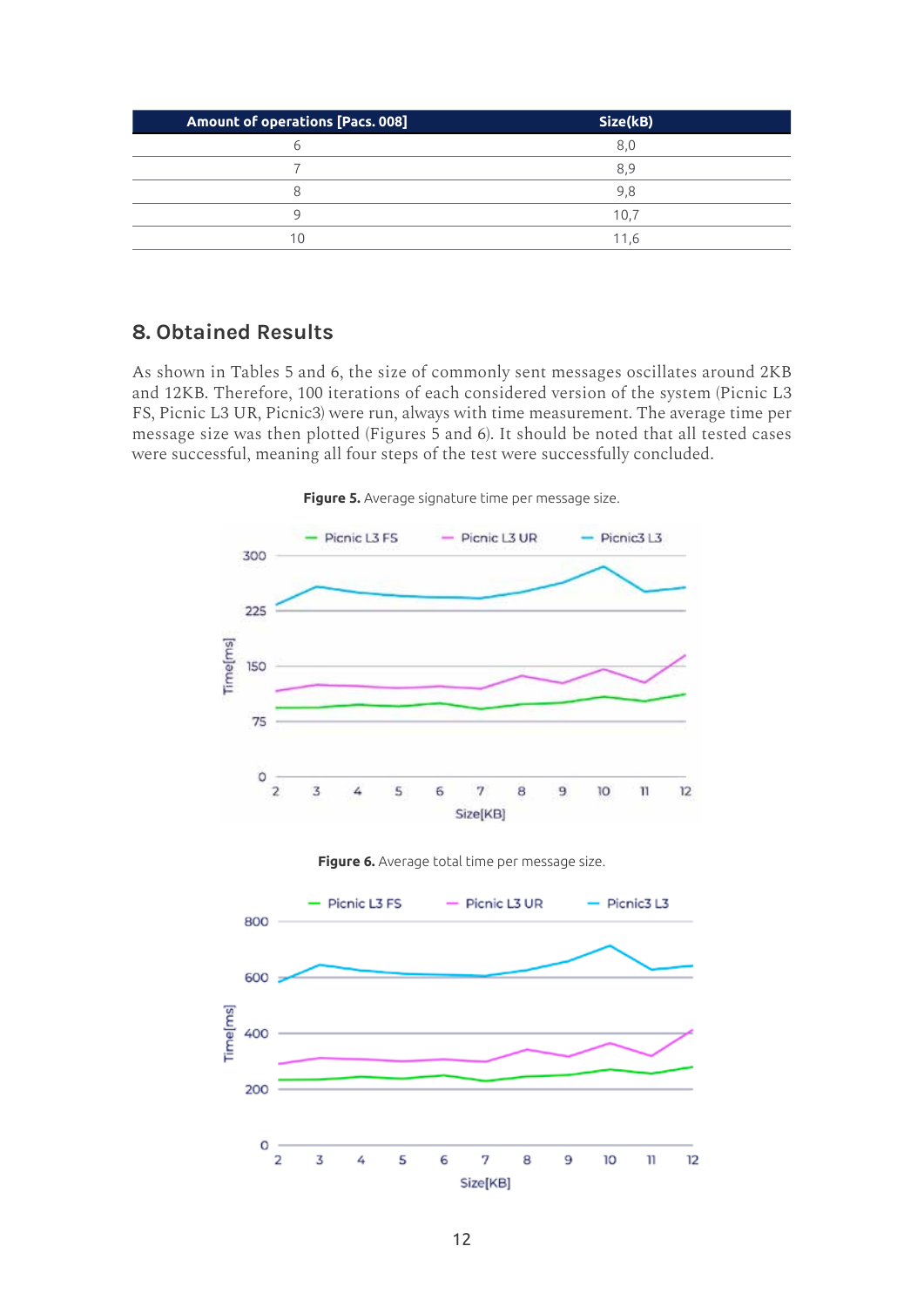| Amount of operations [Pacs. 008] | Size(kB) |
|---|---|
| 6 | 8,0 |
| 7 | 8,9 |
| 8 | 9,8 |
| 9 | 10,7 |
| 10 | 11,6 |

## 8. Obtained Results

As shown in Tables 5 and 6, the size of commonly sent messages oscillates around 2KB and 12KB. Therefore, 100 iterations of each considered version of the system (Picnic L3 FS, Picnic L3 UR, Picnic3) were run, always with time measurement. The average time per message size was then plotted (Figures 5 and 6). It should be noted that all tested cases were successful, meaning all four steps of the test were successfully concluded.

**Figure 5.** Average signature time per message size.

**Figure 6.** Average total time per message size.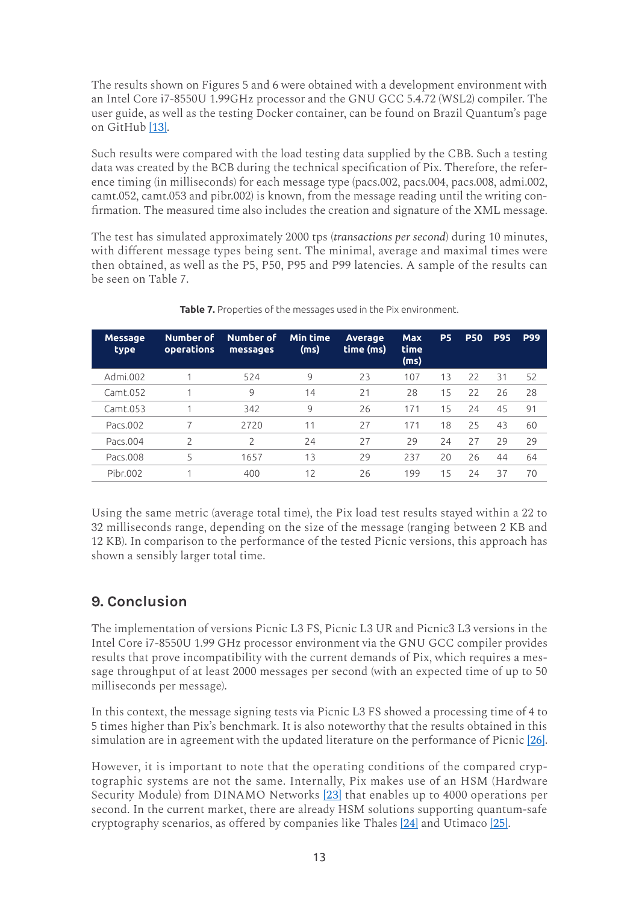The results shown on Figures 5 and 6 were obtained with a development environment with an Intel Core i7-8550U 1.99GHz processor and the GNU GCC 5.4.72 (WSL2) compiler. The user guide, as well as the testing Docker container, can be found on Brazil Quantum's page on GitHub [13].

Such results were compared with the load testing data supplied by the CBB. Such a testing data was created by the BCB during the technical specification of Pix. Therefore, the reference timing (in milliseconds) for each message type (pacs.002, pacs.004, pacs.008, admi.002, camt.052, camt.053 and pibr.002) is known, from the message reading until the writing confirmation. The measured time also includes the creation and signature of the XML message.

The test has simulated approximately 2000 tps (*transactions per second*) during 10 minutes, with different message types being sent. The minimal, average and maximal times were then obtained, as well as the P5, P50, P95 and P99 latencies. A sample of the results can be seen on Table 7.

**Table 7.** Properties of the messages used in the Pix environment.

| Message type | Number of operations | Number of messages | Min time (ms) | Average time (ms) | Max time (ms) | P5 | P50 | P95 | P99 |
|---|---|---|---|---|---|---|---|---|---|
| Admi.002 | 1 | 524 | 9 | 23 | 107 | 13 | 22 | 31 | 52 |
| Camt.052 | 1 | 9 | 14 | 21 | 28 | 15 | 22 | 26 | 28 |
| Camt.053 | 1 | 342 | 9 | 26 | 171 | 15 | 24 | 45 | 91 |
| Pacs.002 | 7 | 2720 | 11 | 27 | 171 | 18 | 25 | 43 | 60 |
| Pacs.004 | 2 | 2 | 24 | 27 | 29 | 24 | 27 | 29 | 29 |
| Pacs.008 | 5 | 1657 | 13 | 29 | 237 | 20 | 26 | 44 | 64 |
| Pibr.002 | 1 | 400 | 12 | 26 | 199 | 15 | 24 | 37 | 70 |

Using the same metric (average total time), the Pix load test results stayed within a 22 to 32 milliseconds range, depending on the size of the message (ranging between 2 KB and 12 KB). In comparison to the performance of the tested Picnic versions, this approach has shown a sensibly larger total time.

## 9. Conclusion

The implementation of versions Picnic L3 FS, Picnic L3 UR and Picnic3 L3 versions in the Intel Core i7-8550U 1.99 GHz processor environment via the GNU GCC compiler provides results that prove incompatibility with the current demands of Pix, which requires a message throughput of at least 2000 messages per second (with an expected time of up to 50 milliseconds per message).

In this context, the message signing tests via Picnic L3 FS showed a processing time of 4 to 5 times higher than Pix's benchmark. It is also noteworthy that the results obtained in this simulation are in agreement with the updated literature on the performance of Picnic [26].

However, it is important to note that the operating conditions of the compared cryptographic systems are not the same. Internally, Pix makes use of an HSM (Hardware Security Module) from DINAMO Networks [23] that enables up to 4000 operations per second. In the current market, there are already HSM solutions supporting quantum-safe cryptography scenarios, as offered by companies like Thales [24] and Utimaco [25].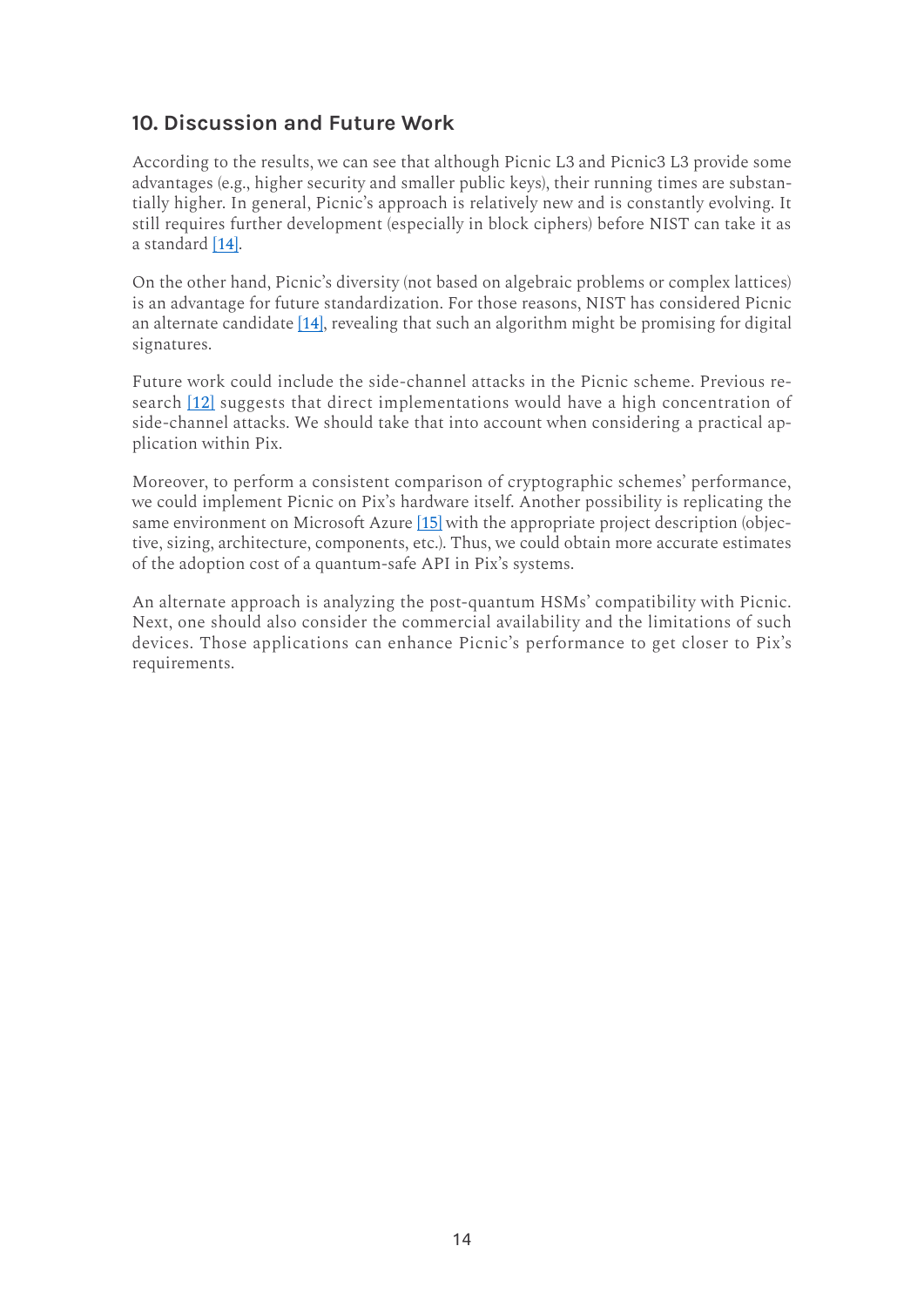## 10. Discussion and Future Work

According to the results, we can see that although Picnic L3 and Picnic3 L3 provide some advantages (e.g., higher security and smaller public keys), their running times are substantially higher. In general, Picnic's approach is relatively new and is constantly evolving. It still requires further development (especially in block ciphers) before NIST can take it as a standard [14].

On the other hand, Picnic's diversity (not based on algebraic problems or complex lattices) is an advantage for future standardization. For those reasons, NIST has considered Picnic an alternate candidate [14], revealing that such an algorithm might be promising for digital signatures.

Future work could include the side-channel attacks in the Picnic scheme. Previous research [12] suggests that direct implementations would have a high concentration of side-channel attacks. We should take that into account when considering a practical application within Pix.

Moreover, to perform a consistent comparison of cryptographic schemes' performance, we could implement Picnic on Pix's hardware itself. Another possibility is replicating the same environment on Microsoft Azure [15] with the appropriate project description (objective, sizing, architecture, components, etc.). Thus, we could obtain more accurate estimates of the adoption cost of a quantum-safe API in Pix's systems.

An alternate approach is analyzing the post-quantum HSMs' compatibility with Picnic. Next, one should also consider the commercial availability and the limitations of such devices. Those applications can enhance Picnic's performance to get closer to Pix's requirements.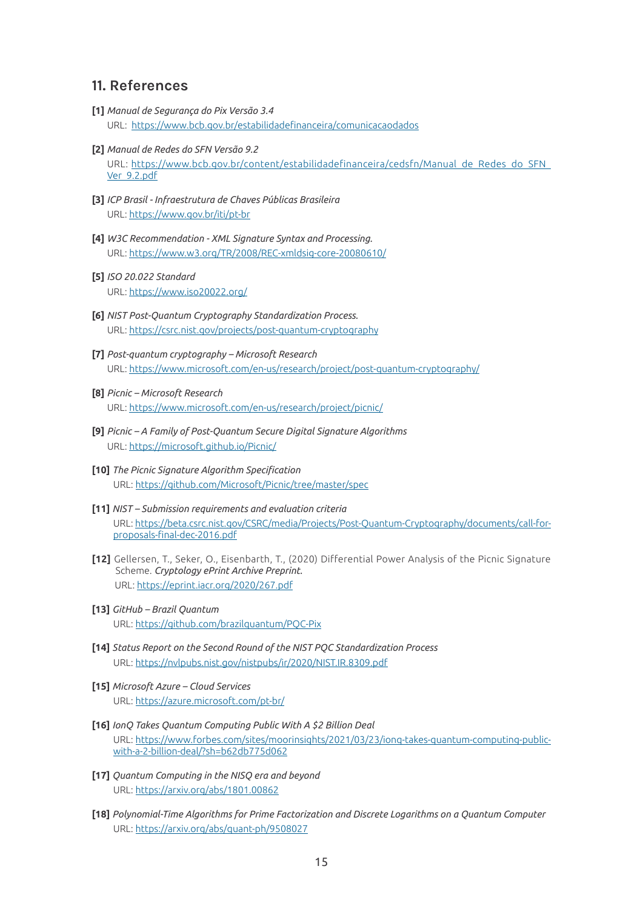## 11. References

**[1]** *Manual de Segurança do Pix Versão 3.4*
URL: https://www.bcb.gov.br/estabilidadefinanceira/comunicacaodados

**[2]** *Manual de Redes do SFN Versão 9.2*
URL: https://www.bcb.gov.br/content/estabilidadefinanceira/cedsfn/Manual_de_Redes_do_SFN_Ver_9.2.pdf

**[3]** *ICP Brasil - Infraestrutura de Chaves Públicas Brasileira*
URL: https://www.gov.br/iti/pt-br

**[4]** *W3C Recommendation - XML Signature Syntax and Processing.*
URL: https://www.w3.org/TR/2008/REC-xmldsig-core-20080610/

**[5]** *ISO 20.022 Standard*
URL: https://www.iso20022.org/

**[6]** *NIST Post-Quantum Cryptography Standardization Process.*
URL: https://csrc.nist.gov/projects/post-quantum-cryptography

**[7]** *Post-quantum cryptography – Microsoft Research*
URL: https://www.microsoft.com/en-us/research/project/post-quantum-cryptography/

**[8]** *Picnic – Microsoft Research*
URL: https://www.microsoft.com/en-us/research/project/picnic/

**[9]** *Picnic – A Family of Post-Quantum Secure Digital Signature Algorithms*
URL: https://microsoft.github.io/Picnic/

**[10]** *The Picnic Signature Algorithm Specification*
URL: https://github.com/Microsoft/Picnic/tree/master/spec

**[11]** *NIST – Submission requirements and evaluation criteria*
URL: https://beta.csrc.nist.gov/CSRC/media/Projects/Post-Quantum-Cryptography/documents/call-for-proposals-final-dec-2016.pdf

**[12]** Gellersen, T., Seker, O., Eisenbarth, T., (2020) Differential Power Analysis of the Picnic Signature Scheme. *Cryptology ePrint Archive Preprint.*
URL: https://eprint.iacr.org/2020/267.pdf

**[13]** *GitHub – Brazil Quantum*
URL: https://github.com/brazilquantum/PQC-Pix

**[14]** *Status Report on the Second Round of the NIST PQC Standardization Process*
URL: https://nvlpubs.nist.gov/nistpubs/ir/2020/NIST.IR.8309.pdf

**[15]** *Microsoft Azure – Cloud Services*
URL: https://azure.microsoft.com/pt-br/

**[16]** *IonQ Takes Quantum Computing Public With A $2 Billion Deal*
URL: https://www.forbes.com/sites/moorinsights/2021/03/23/ionq-takes-quantum-computing-public-with-a-2-billion-deal/?sh=b62db775d062

**[17]** *Quantum Computing in the NISQ era and beyond*
URL: https://arxiv.org/abs/1801.00862

**[18]** *Polynomial-Time Algorithms for Prime Factorization and Discrete Logarithms on a Quantum Computer*
URL: https://arxiv.org/abs/quant-ph/9508027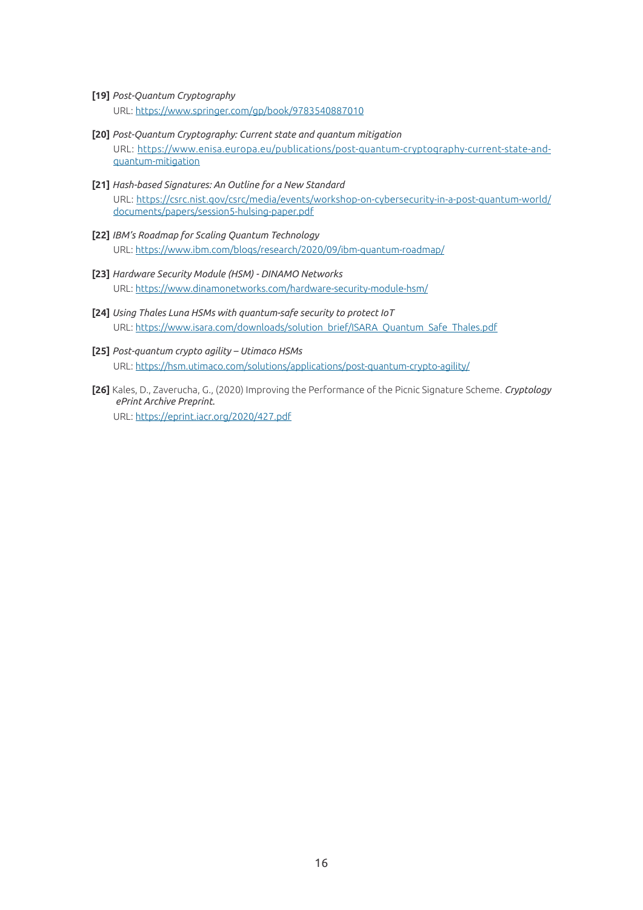**[19]** *Post-Quantum Cryptography*
URL: https://www.springer.com/gp/book/9783540887010

**[20]** *Post-Quantum Cryptography: Current state and quantum mitigation*
URL: https://www.enisa.europa.eu/publications/post-quantum-cryptography-current-state-and-quantum-mitigation

**[21]** *Hash-based Signatures: An Outline for a New Standard*
URL: https://csrc.nist.gov/csrc/media/events/workshop-on-cybersecurity-in-a-post-quantum-world/documents/papers/session5-hulsing-paper.pdf

**[22]** *IBM's Roadmap for Scaling Quantum Technology*
URL: https://www.ibm.com/blogs/research/2020/09/ibm-quantum-roadmap/

**[23]** *Hardware Security Module (HSM) - DINAMO Networks*
URL: https://www.dinamonetworks.com/hardware-security-module-hsm/

**[24]** *Using Thales Luna HSMs with quantum-safe security to protect IoT*
URL: https://www.isara.com/downloads/solution_brief/ISARA_Quantum_Safe_Thales.pdf

**[25]** *Post-quantum crypto agility – Utimaco HSMs*
URL: https://hsm.utimaco.com/solutions/applications/post-quantum-crypto-agility/

**[26]** Kales, D., Zaverucha, G., (2020) Improving the Performance of the Picnic Signature Scheme. ***Cryptology** ePrint Archive Preprint.*
URL: https://eprint.iacr.org/2020/427.pdf